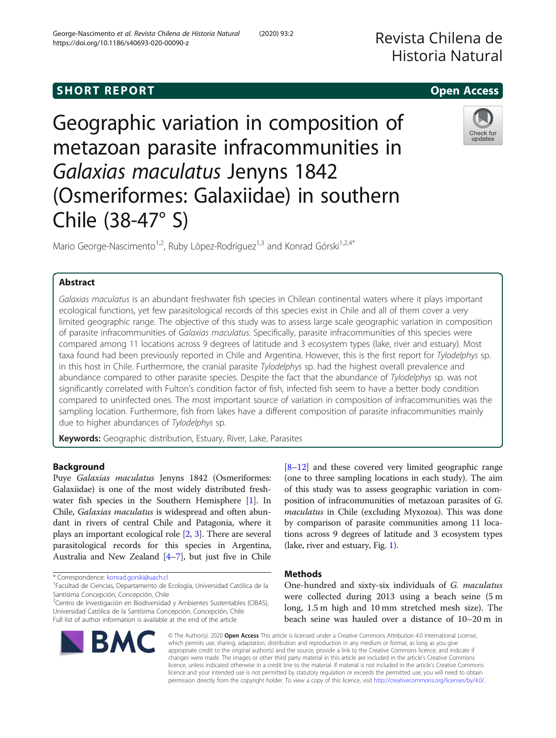SHORT REPORT

Open Access

# Geographic variation in composition of metazoan parasite infracommunities in *Galaxias maculatus* Jenyns 1842 (Osmeriformes: Galaxiidae) in southern Chile (38-47° S)

Mario George-Nascimento[1,2], Ruby López-Rodríguez[1,3] and Konrad Górski[1,2,4*]

## Abstract

*Galaxias maculatus* is an abundant freshwater fish species in Chilean continental waters where it plays important ecological functions, yet few parasitological records of this species exist in Chile and all of them cover a very limited geographic range. The objective of this study was to assess large scale geographic variation in composition of parasite infracommunities of *Galaxias maculatus.* Specifically, parasite infracommunities of this species were compared among 11 locations across 9 degrees of latitude and 3 ecosystem types (lake, river and estuary). Most taxa found had been previously reported in Chile and Argentina. However, this is the first report for *Tylodelphys* sp. in this host in Chile. Furthermore, the cranial parasite *Tylodelphys* sp. had the highest overall prevalence and abundance compared to other parasite species. Despite the fact that the abundance of *Tylodelphys* sp. was not significantly correlated with Fulton's condition factor of fish, infected fish seem to have a better body condition compared to uninfected ones. The most important source of variation in composition of infracommunities was the sampling location. Furthermore, fish from lakes have a different composition of parasite infracommunities mainly due to higher abundances of *Tylodelphys* sp.

**Keywords:** Geographic distribution, Estuary, River, Lake, Parasites

## Background

Puye *Galaxias maculatus* Jenyns 1842 (Osmeriformes: Galaxiidae) is one of the most widely distributed freshwater fish species in the Southern Hemisphere [1]. In Chile, *Galaxias maculatus* is widespread and often abundant in rivers of central Chile and Patagonia, where it plays an important ecological role [2, 3]. There are several parasitological records for this species in Argentina, Australia and New Zealand [4–7], but just five in Chile [8–12] and these covered very limited geographic range (one to three sampling locations in each study). The aim of this study was to assess geographic variation in composition of infracommunities of metazoan parasites of *G. maculatus* in Chile (excluding Myxozoa). This was done by comparison of parasite communities among 11 locations across 9 degrees of latitude and 3 ecosystem types (lake, river and estuary, Fig. 1).

## Methods

One-hundred and sixty-six individuals of *G. maculatus* were collected during 2013 using a beach seine (5 m long, 1.5 m high and 10 mm stretched mesh size). The beach seine was hauled over a distance of 10–20 m in

---

* Correspondence: konrad.gorski@uach.cl
[1]Facultad de Ciencias, Departamento de Ecología, Universidad Católica de la Santísima Concepción, Concepción, Chile
[2]Centro de Investigación en Biodiversidad y Ambientes Sustentables (CIBAS), Universidad Católica de la Santísima Concepción, Concepción, Chile
Full list of author information is available at the end of the article

© The Author(s). 2020 **Open Access** This article is licensed under a Creative Commons Attribution 4.0 International License, which permits use, sharing, adaptation, distribution and reproduction in any medium or format, as long as you give appropriate credit to the original author(s) and the source, provide a link to the Creative Commons licence, and indicate if changes were made. The images or other third party material in this article are included in the article's Creative Commons licence, unless indicated otherwise in a credit line to the material. If material is not included in the article's Creative Commons licence and your intended use is not permitted by statutory regulation or exceeds the permitted use, you will need to obtain permission directly from the copyright holder. To view a copy of this licence, visit http://creativecommons.org/licenses/by/4.0/.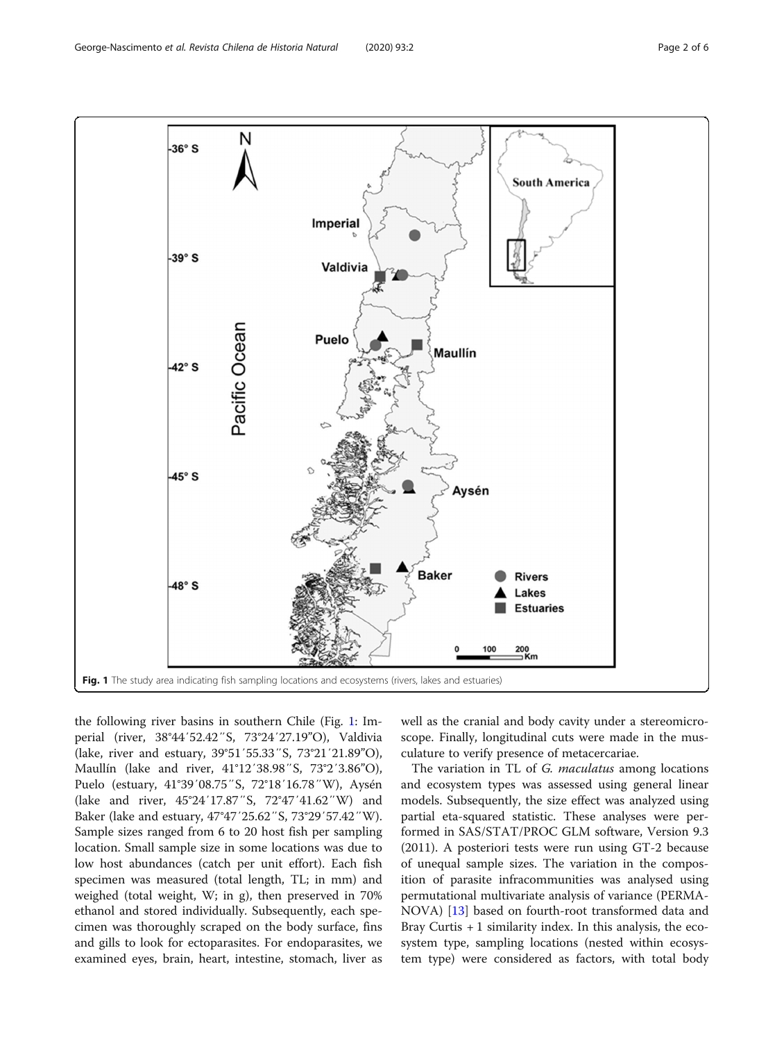Fig. 1 The study area indicating fish sampling locations and ecosystems (rivers, lakes and estuaries)

the following river basins in southern Chile (Fig. 1: Imperial (river, 38°44′52.42′′S, 73°24′27.19"O), Valdivia (lake, river and estuary, 39°51′55.33′′S, 73°21′21.89"O), Maullín (lake and river, 41°12′38.98′′S, 73°2′3.86"O), Puelo (estuary, 41°39′08.75′′S, 72°18′16.78′′W), Aysén (lake and river, 45°24′17.87′′S, 72°47′41.62′′W) and Baker (lake and estuary, 47°47′25.62′′S, 73°29′57.42′′W). Sample sizes ranged from 6 to 20 host fish per sampling location. Small sample size in some locations was due to low host abundances (catch per unit effort). Each fish specimen was measured (total length, TL; in mm) and weighed (total weight, W; in g), then preserved in 70% ethanol and stored individually. Subsequently, each specimen was thoroughly scraped on the body surface, fins and gills to look for ectoparasites. For endoparasites, we examined eyes, brain, heart, intestine, stomach, liver as well as the cranial and body cavity under a stereomicroscope. Finally, longitudinal cuts were made in the musculature to verify presence of metacercariae.

The variation in TL of *G. maculatus* among locations and ecosystem types was assessed using general linear models. Subsequently, the size effect was analyzed using partial eta-squared statistic. These analyses were performed in SAS/STAT/PROC GLM software, Version 9.3 (2011). A posteriori tests were run using GT-2 because of unequal sample sizes. The variation in the composition of parasite infracommunities was analysed using permutational multivariate analysis of variance (PERMANOVA) [13] based on fourth-root transformed data and Bray Curtis + 1 similarity index. In this analysis, the ecosystem type, sampling locations (nested within ecosystem type) were considered as factors, with total body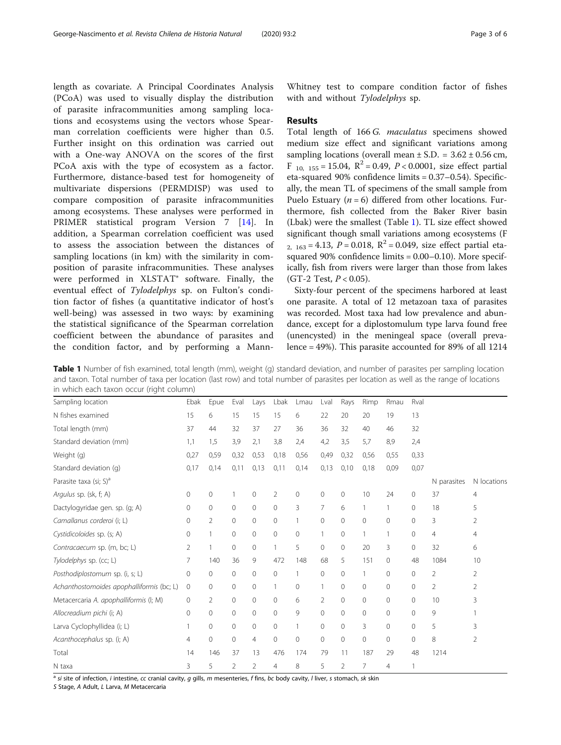length as covariate. A Principal Coordinates Analysis (PCoA) was used to visually display the distribution of parasite infracommunities among sampling locations and ecosystems using the vectors whose Spearman correlation coefficients were higher than 0.5. Further insight on this ordination was carried out with a One-way ANOVA on the scores of the first PCoA axis with the type of ecosystem as a factor. Furthermore, distance-based test for homogeneity of multivariate dispersions (PERMDISP) was used to compare composition of parasite infracommunities among ecosystems. These analyses were performed in PRIMER statistical program Version 7 [14]. In addition, a Spearman correlation coefficient was used to assess the association between the distances of sampling locations (in km) with the similarity in composition of parasite infracommunities. These analyses were performed in XLSTAT® software. Finally, the eventual effect of *Tylodelphys* sp. on Fulton's condition factor of fishes (a quantitative indicator of host's well-being) was assessed in two ways: by examining the statistical significance of the Spearman correlation coefficient between the abundance of parasites and the condition factor, and by performing a Mann-Whitney test to compare condition factor of fishes with and without *Tylodelphys* sp.

## Results

Total length of 166 *G. maculatus* specimens showed medium size effect and significant variations among sampling locations (overall mean ± S.D. = 3.62 ± 0.56 cm, $F_{10,\ 155} = 15.04$, $R^2 = 0.49$, $P < 0.0001$, size effect partial eta-squared 90% confidence limits = 0.37–0.54). Specifically, the mean TL of specimens of the small sample from Puelo Estuary ($n = 6$) differed from other locations. Furthermore, fish collected from the Baker River basin (Lbak) were the smallest (Table 1). TL size effect showed significant though small variations among ecosystems ($F_{2,\ 163} = 4.13$, $P = 0.018$, $R^2 = 0.049$, size effect partial eta-squared 90% confidence limits = 0.00–0.10). More specifically, fish from rivers were larger than those from lakes (GT-2 Test, $P < 0.05$).

Sixty-four percent of the specimens harbored at least one parasite. A total of 12 metazoan taxa of parasites was recorded. Most taxa had low prevalence and abundance, except for a diplostomulum type larva found free (unencysted) in the meningeal space (overall prevalence = 49%). This parasite accounted for 89% of all 1214

**Table 1** Number of fish examined, total length (mm), weight (g) standard deviation, and number of parasites per sampling location and taxon. Total number of taxa per location (last row) and total number of parasites per location as well as the range of locations in which each taxon occur (right column)

| Sampling location | Ebak | Epue | Eval | Lays | Lbak | Lmau | Lval | Rays | Rimp | Rmau | Rval | | |
|---|---|---|---|---|---|---|---|---|---|---|---|---|---|
| N fishes examined | 15 | 6 | 15 | 15 | 15 | 6 | 22 | 20 | 20 | 19 | 13 | | |
| Total length (mm) | 37 | 44 | 32 | 37 | 27 | 36 | 36 | 32 | 40 | 46 | 32 | | |
| Standard deviation (mm) | 1,1 | 1,5 | 3,9 | 2,1 | 3,8 | 2,4 | 4,2 | 3,5 | 5,7 | 8,9 | 2,4 | | |
| Weight (g) | 0,27 | 0,59 | 0,32 | 0,53 | 0,18 | 0,56 | 0,49 | 0,32 | 0,56 | 0,55 | 0,33 | | |
| Standard deviation (g) | 0,17 | 0,14 | 0,11 | 0,13 | 0,11 | 0,14 | 0,13 | 0,10 | 0,18 | 0,09 | 0,07 | | |
| Parasite taxa (si; S)[a] | | | | | | | | | | | | N parasites | N locations |
| *Argulus* sp. (sk, f; A) | 0 | 0 | 1 | 0 | 2 | 0 | 0 | 0 | 10 | 24 | 0 | 37 | 4 |
| Dactylogyridae gen. sp. (g; A) | 0 | 0 | 0 | 0 | 0 | 3 | 7 | 6 | 1 | 1 | 0 | 18 | 5 |
| *Camallanus corderoi* (i; L) | 0 | 2 | 0 | 0 | 0 | 1 | 0 | 0 | 0 | 0 | 0 | 3 | 2 |
| *Cystidicoloides* sp. (s; A) | 0 | 1 | 0 | 0 | 0 | 0 | 1 | 0 | 1 | 1 | 0 | 4 | 4 |
| *Contracaecum* sp. (m, bc; L) | 2 | 1 | 0 | 0 | 1 | 5 | 0 | 0 | 20 | 3 | 0 | 32 | 6 |
| *Tylodelphys* sp. (cc; L) | 7 | 140 | 36 | 9 | 472 | 148 | 68 | 5 | 151 | 0 | 48 | 1084 | 10 |
| *Posthodiplostomum* sp. (i, s; L) | 0 | 0 | 0 | 0 | 0 | 1 | 0 | 0 | 1 | 0 | 0 | 2 | 2 |
| *Achanthostomoides apophalliformis* (bc; L) | 0 | 0 | 0 | 0 | 1 | 0 | 1 | 0 | 0 | 0 | 0 | 2 | 2 |
| Metacercaria *A. apophalliformis* (l; M) | 0 | 2 | 0 | 0 | 0 | 6 | 2 | 0 | 0 | 0 | 0 | 10 | 3 |
| *Allocreadium pichi* (i; A) | 0 | 0 | 0 | 0 | 0 | 9 | 0 | 0 | 0 | 0 | 0 | 9 | 1 |
| Larva Cyclophyllidea (i; L) | 1 | 0 | 0 | 0 | 0 | 1 | 0 | 0 | 3 | 0 | 0 | 5 | 3 |
| *Acanthocephalus* sp. (i; A) | 4 | 0 | 0 | 4 | 0 | 0 | 0 | 0 | 0 | 0 | 0 | 8 | 2 |
| Total | 14 | 146 | 37 | 13 | 476 | 174 | 79 | 11 | 187 | 29 | 48 | 1214 | |
| N taxa | 3 | 5 | 2 | 2 | 4 | 8 | 5 | 2 | 7 | 4 | 1 | | |

[a] *si* site of infection, *i* intestine, *cc* cranial cavity, *g* gills, *m* mesenteries, *f* fins, *bc* body cavity, *l* liver, *s* stomach, *sk* skin
*S* Stage, *A* Adult, *L* Larva, *M* Metacercaria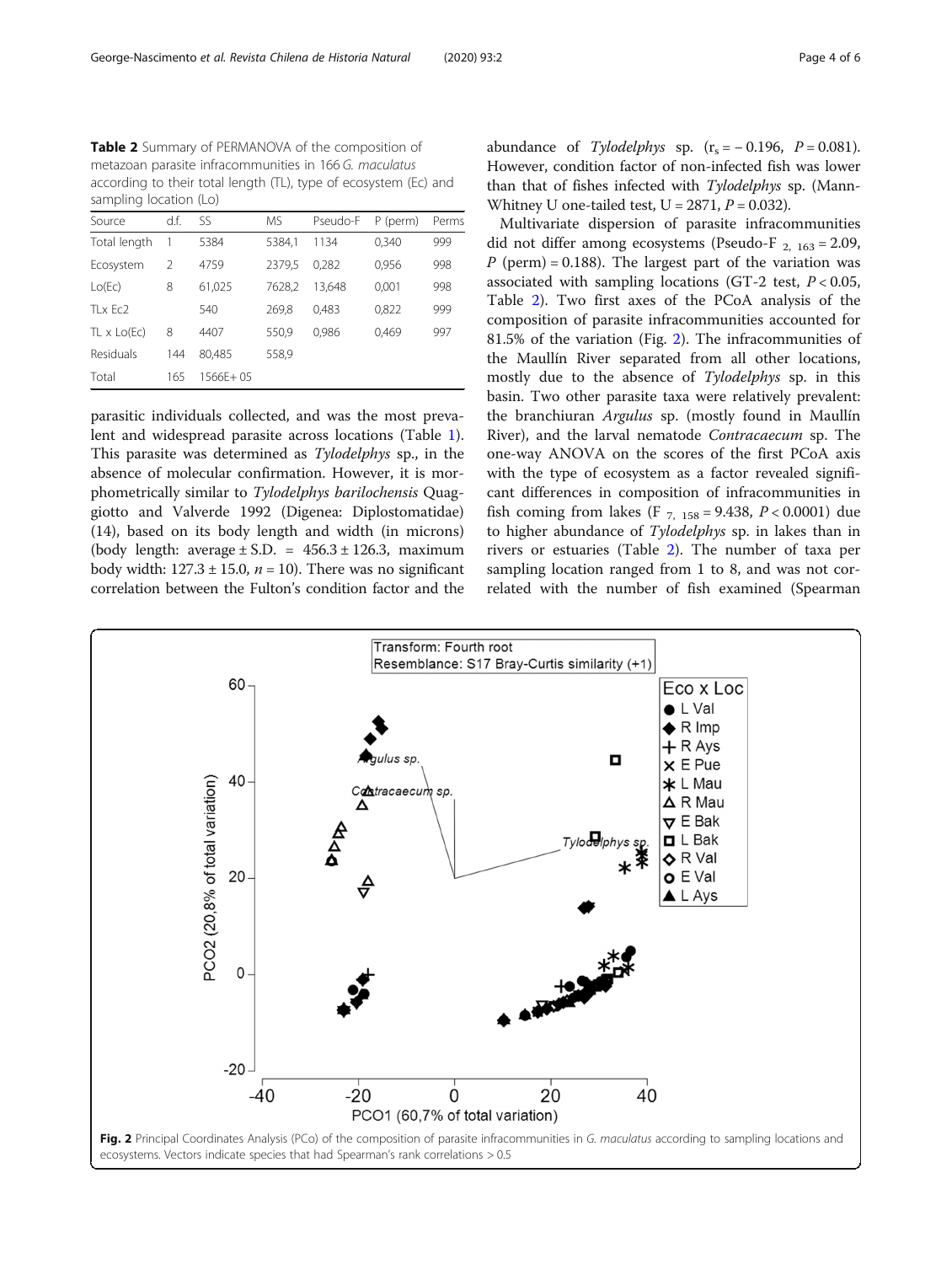**Table 2** Summary of PERMANOVA of the composition of metazoan parasite infracommunities in 166 *G. maculatus* according to their total length (TL), type of ecosystem (Ec) and sampling location (Lo)

| Source | d.f. | SS | MS | Pseudo-F | P (perm) | Perms |
|---|---|---|---|---|---|---|
| Total length | 1 | 5384 | 5384,1 | 1134 | 0,340 | 999 |
| Ecosystem | 2 | 4759 | 2379,5 | 0,282 | 0,956 | 998 |
| Lo(Ec) | 8 | 61,025 | 7628,2 | 13,648 | 0,001 | 998 |
| TLx Ec2 | | 540 | 269,8 | 0,483 | 0,822 | 999 |
| TL x Lo(Ec) | 8 | 4407 | 550,9 | 0,986 | 0,469 | 997 |
| Residuals | 144 | 80,485 | 558,9 | | | |
| Total | 165 | 1566E+ 05 | | | | |

parasitic individuals collected, and was the most prevalent and widespread parasite across locations (Table 1). This parasite was determined as *Tylodelphys* sp., in the absence of molecular confirmation. However, it is morphometrically similar to *Tylodelphys barilochensis* Quaggiotto and Valverde 1992 (Digenea: Diplostomatidae) (14), based on its body length and width (in microns) (body length: average ± S.D. = 456.3 ± 126.3, maximum body width: 127.3 ± 15.0, $n = 10$). There was no significant correlation between the Fulton's condition factor and the abundance of *Tylodelphys* sp. ($r_s = -0.196$, $P = 0.081$). However, condition factor of non-infected fish was lower than that of fishes infected with *Tylodelphys* sp. (Mann-Whitney U one-tailed test, $U = 2871$, $P = 0.032$).

Multivariate dispersion of parasite infracommunities did not differ among ecosystems (Pseudo-F $_{2,\ 163} = 2.09$, $P$ (perm) = 0.188). The largest part of the variation was associated with sampling locations (GT-2 test, $P < 0.05$, Table 2). Two first axes of the PCoA analysis of the composition of parasite infracommunities accounted for 81.5% of the variation (Fig. 2). The infracommunities of the Maullín River separated from all other locations, mostly due to the absence of *Tylodelphys* sp. in this basin. Two other parasite taxa were relatively prevalent: the branchiuran *Argulus* sp. (mostly found in Maullín River), and the larval nematode *Contracaecum* sp. The one-way ANOVA on the scores of the first PCoA axis with the type of ecosystem as a factor revealed significant differences in composition of infracommunities in fish coming from lakes ($F_{7,\ 158} = 9.438$, $P < 0.0001$) due to higher abundance of *Tylodelphys* sp. in lakes than in rivers or estuaries (Table 2). The number of taxa per sampling location ranged from 1 to 8, and was not correlated with the number of fish examined (Spearman

**Fig. 2** Principal Coordinates Analysis (PCo) of the composition of parasite infracommunities in *G. maculatus* according to sampling locations and ecosystems. Vectors indicate species that had Spearman's rank correlations > 0.5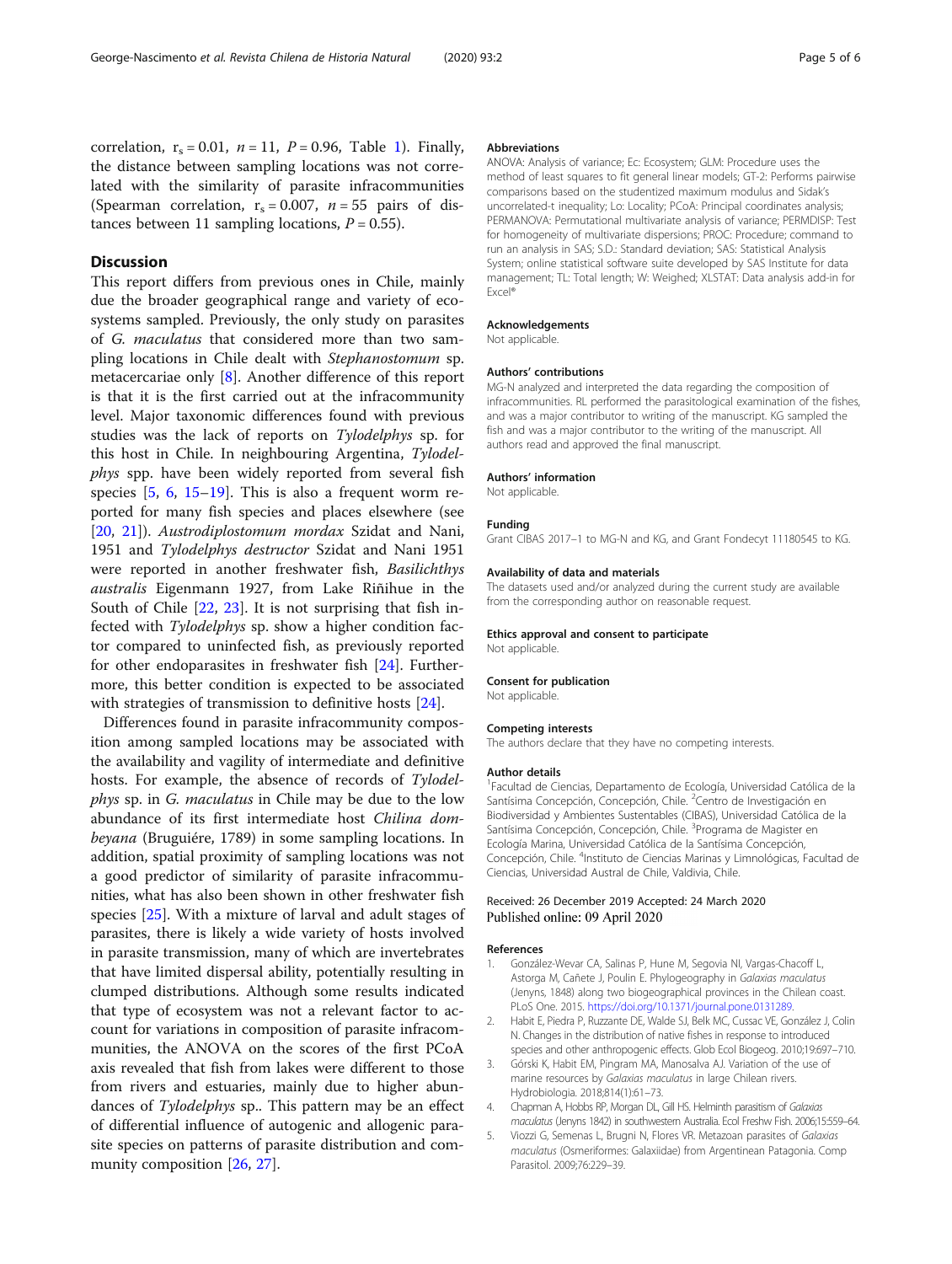correlation, $r_s = 0.01$, $n = 11$, $P = 0.96$, Table 1). Finally, the distance between sampling locations was not correlated with the similarity of parasite infracommunities (Spearman correlation, $r_s = 0.007$, $n = 55$ pairs of distances between 11 sampling locations, $P = 0.55$).

## Discussion

This report differs from previous ones in Chile, mainly due the broader geographical range and variety of ecosystems sampled. Previously, the only study on parasites of *G. maculatus* that considered more than two sampling locations in Chile dealt with *Stephanostomum* sp. metacercariae only [8]. Another difference of this report is that it is the first carried out at the infracommunity level. Major taxonomic differences found with previous studies was the lack of reports on *Tylodelphys* sp. for this host in Chile. In neighbouring Argentina, *Tylodelphys* spp. have been widely reported from several fish species [5, 6, 15–19]. This is also a frequent worm reported for many fish species and places elsewhere (see [20, 21]). *Austrodiplostomum mordax* Szidat and Nani, 1951 and *Tylodelphys destructor* Szidat and Nani 1951 were reported in another freshwater fish, *Basilichthys australis* Eigenmann 1927, from Lake Riñihue in the South of Chile [22, 23]. It is not surprising that fish infected with *Tylodelphys* sp. show a higher condition factor compared to uninfected fish, as previously reported for other endoparasites in freshwater fish [24]. Furthermore, this better condition is expected to be associated with strategies of transmission to definitive hosts [24].

Differences found in parasite infracommunity composition among sampled locations may be associated with the availability and vagility of intermediate and definitive hosts. For example, the absence of records of *Tylodelphys* sp. in *G. maculatus* in Chile may be due to the low abundance of its first intermediate host *Chilina dombeyana* (Bruguiére, 1789) in some sampling locations. In addition, spatial proximity of sampling locations was not a good predictor of similarity of parasite infracommunities, what has also been shown in other freshwater fish species [25]. With a mixture of larval and adult stages of parasites, there is likely a wide variety of hosts involved in parasite transmission, many of which are invertebrates that have limited dispersal ability, potentially resulting in clumped distributions. Although some results indicated that type of ecosystem was not a relevant factor to account for variations in composition of parasite infracommunities, the ANOVA on the scores of the first PCoA axis revealed that fish from lakes were different to those from rivers and estuaries, mainly due to higher abundances of *Tylodelphys* sp.. This pattern may be an effect of differential influence of autogenic and allogenic parasite species on patterns of parasite distribution and community composition [26, 27].

### Abbreviations

ANOVA: Analysis of variance; Ec: Ecosystem; GLM: Procedure uses the method of least squares to fit general linear models; GT-2: Performs pairwise comparisons based on the studentized maximum modulus and Sidak's uncorrelated-t inequality; Lo: Locality; PCoA: Principal coordinates analysis; PERMANOVA: Permutational multivariate analysis of variance; PERMDISP: Test for homogeneity of multivariate dispersions; PROC: Procedure; command to run an analysis in SAS; S.D.: Standard deviation; SAS: Statistical Analysis System; online statistical software suite developed by SAS Institute for data management; TL: Total length; W: Weighed; XLSTAT: Data analysis add-in for Excel®

### Acknowledgements

Not applicable.

### Authors' contributions

MG-N analyzed and interpreted the data regarding the composition of infracommunities. RL performed the parasitological examination of the fishes, and was a major contributor to writing of the manuscript. KG sampled the fish and was a major contributor to the writing of the manuscript. All authors read and approved the final manuscript.

### Authors' information

Not applicable.

### Funding

Grant CIBAS 2017–1 to MG-N and KG, and Grant Fondecyt 11180545 to KG.

### Availability of data and materials

The datasets used and/or analyzed during the current study are available from the corresponding author on reasonable request.

### Ethics approval and consent to participate

Not applicable.

### Consent for publication

Not applicable.

### Competing interests

The authors declare that they have no competing interests.

### Author details

[1]Facultad de Ciencias, Departamento de Ecología, Universidad Católica de la Santísima Concepción, Concepción, Chile. [2]Centro de Investigación en Biodiversidad y Ambientes Sustentables (CIBAS), Universidad Católica de la Santísima Concepción, Concepción, Chile. [3]Programa de Magister en Ecología Marina, Universidad Católica de la Santísima Concepción, Concepción, Chile. [4]Instituto de Ciencias Marinas y Limnológicas, Facultad de Ciencias, Universidad Austral de Chile, Valdivia, Chile.

Received: 26 December 2019 Accepted: 24 March 2020
Published online: 09 April 2020

### References

1. González-Wevar CA, Salinas P, Hune M, Segovia NI, Vargas-Chacoff L, Astorga M, Cañete J, Poulin E. Phylogeography in *Galaxias maculatus* (Jenyns, 1848) along two biogeographical provinces in the Chilean coast. PLoS One. 2015. https://doi.org/10.1371/journal.pone.0131289.
2. Habit E, Piedra P, Ruzzante DE, Walde SJ, Belk MC, Cussac VE, González J, Colin N. Changes in the distribution of native fishes in response to introduced species and other anthropogenic effects. Glob Ecol Biogeog. 2010;19:697–710.
3. Górski K, Habit EM, Pingram MA, Manosalva AJ. Variation of the use of marine resources by *Galaxias maculatus* in large Chilean rivers. Hydrobiologia. 2018;814(1):61–73.
4. Chapman A, Hobbs RP, Morgan DL, Gill HS. Helminth parasitism of *Galaxias maculatus* (Jenyns 1842) in southwestern Australia. Ecol Freshw Fish. 2006;15:559–64.
5. Viozzi G, Semenas L, Brugni N, Flores VR. Metazoan parasites of *Galaxias maculatus* (Osmeriformes: Galaxiidae) from Argentinean Patagonia. Comp Parasitol. 2009;76:229–39.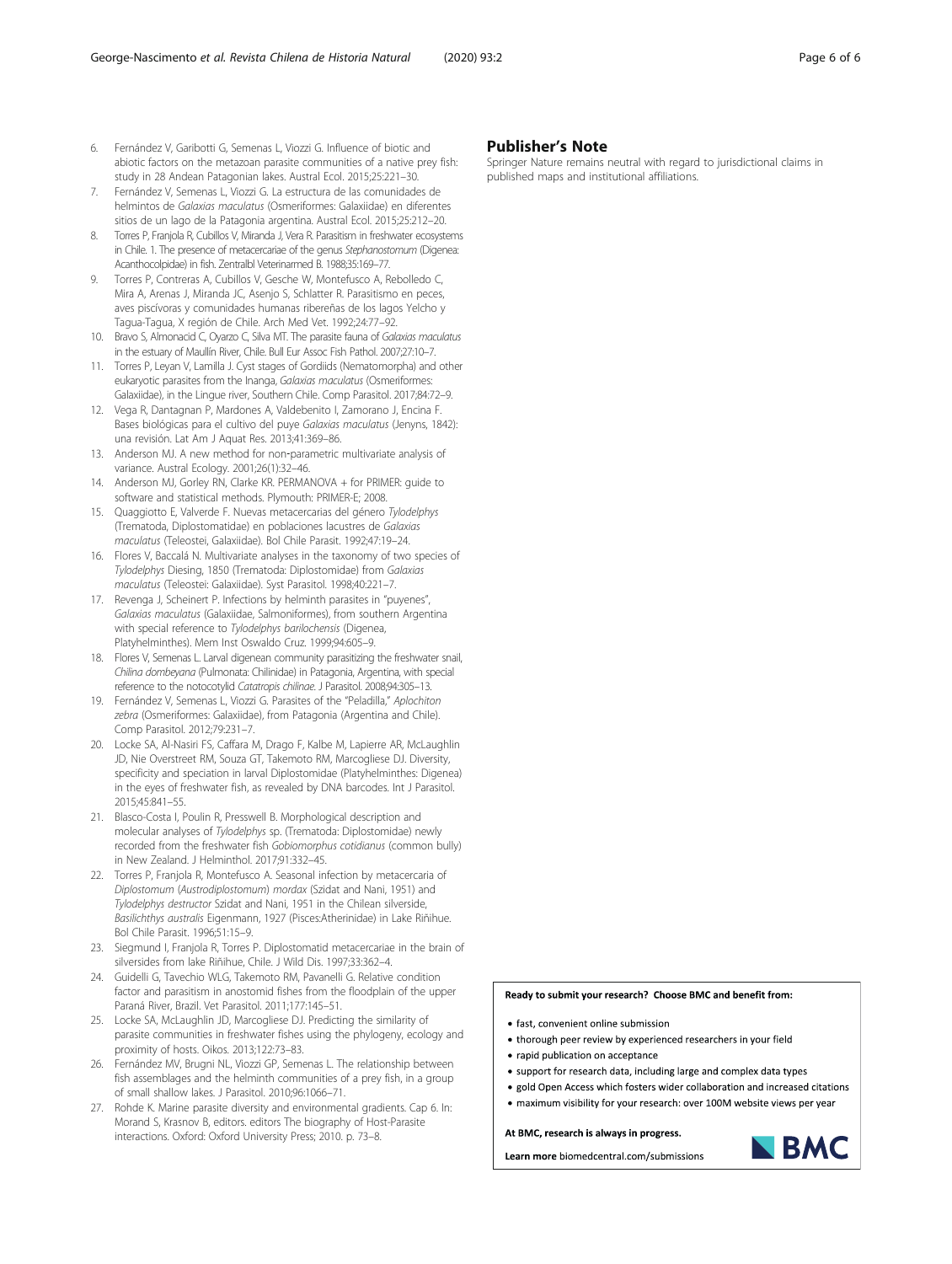6. Fernández V, Garibotti G, Semenas L, Viozzi G. Influence of biotic and abiotic factors on the metazoan parasite communities of a native prey fish: study in 28 Andean Patagonian lakes. Austral Ecol. 2015;25:221–30.
7. Fernández V, Semenas L, Viozzi G. La estructura de las comunidades de helmintos de *Galaxias maculatus* (Osmeriformes: Galaxiidae) en diferentes sitios de un lago de la Patagonia argentina. Austral Ecol. 2015;25:212–20.
8. Torres P, Franjola R, Cubillos V, Miranda J, Vera R. Parasitism in freshwater ecosystems in Chile. 1. The presence of metacercariae of the genus *Stephanostomum* (Digenea: Acanthocolpidae) in fish. Zentralbl Veterinarmed B. 1988;35:169–77.
9. Torres P, Contreras A, Cubillos V, Gesche W, Montefusco A, Rebolledo C, Mira A, Arenas J, Miranda JC, Asenjo S, Schlatter R. Parasitismo en peces, aves piscívoras y comunidades humanas ribereñas de los lagos Yelcho y Tagua-Tagua, X región de Chile. Arch Med Vet. 1992;24:77–92.
10. Bravo S, Almonacid C, Oyarzo C, Silva MT. The parasite fauna of *Galaxias maculatus* in the estuary of Maullín River, Chile. Bull Eur Assoc Fish Pathol. 2007;27:10–7.
11. Torres P, Leyan V, Lamilla J. Cyst stages of Gordiids (Nematomorpha) and other eukaryotic parasites from the Inanga, *Galaxias maculatus* (Osmeriformes: Galaxiidae), in the Lingue river, Southern Chile. Comp Parasitol. 2017;84:72–9.
12. Vega R, Dantagnan P, Mardones A, Valdebenito I, Zamorano J, Encina F. Bases biológicas para el cultivo del puye *Galaxias maculatus* (Jenyns, 1842): una revisión. Lat Am J Aquat Res. 2013;41:369–86.
13. Anderson MJ. A new method for non-parametric multivariate analysis of variance. Austral Ecology. 2001;26(1):32–46.
14. Anderson MJ, Gorley RN, Clarke KR. PERMANOVA + for PRIMER: guide to software and statistical methods. Plymouth: PRIMER-E; 2008.
15. Quaggiotto E, Valverde F. Nuevas metacercarias del género *Tylodelphys* (Trematoda, Diplostomatidae) en poblaciones lacustres de *Galaxias maculatus* (Teleostei, Galaxiidae). Bol Chile Parasit. 1992;47:19–24.
16. Flores V, Baccalá N. Multivariate analyses in the taxonomy of two species of *Tylodelphys* Diesing, 1850 (Trematoda: Diplostomidae) from *Galaxias maculatus* (Teleostei: Galaxiidae). Syst Parasitol. 1998;40:221–7.
17. Revenga J, Scheinert P. Infections by helminth parasites in "puyenes", *Galaxias maculatus* (Galaxiidae, Salmoniformes), from southern Argentina with special reference to *Tylodelphys barilochensis* (Digenea, Platyhelminthes). Mem Inst Oswaldo Cruz. 1999;94:605–9.
18. Flores V, Semenas L. Larval digenean community parasitizing the freshwater snail, *Chilina dombeyana* (Pulmonata: Chilinidae) in Patagonia, Argentina, with special reference to the notocotylid *Catatropis chilinae*. J Parasitol. 2008;94:305–13.
19. Fernández V, Semenas L, Viozzi G. Parasites of the "Peladilla," *Aplochiton zebra* (Osmeriformes: Galaxiidae), from Patagonia (Argentina and Chile). Comp Parasitol. 2012;79:231–7.
20. Locke SA, Al-Nasiri FS, Caffara M, Drago F, Kalbe M, Lapierre AR, McLaughlin JD, Nie Overstreet RM, Souza GT, Takemoto RM, Marcogliese DJ. Diversity, specificity and speciation in larval Diplostomidae (Platyhelminthes: Digenea) in the eyes of freshwater fish, as revealed by DNA barcodes. Int J Parasitol. 2015;45:841–55.
21. Blasco-Costa I, Poulin R, Presswell B. Morphological description and molecular analyses of *Tylodelphys* sp. (Trematoda: Diplostomidae) newly recorded from the freshwater fish *Gobiomorphus cotidianus* (common bully) in New Zealand. J Helminthol. 2017;91:332–45.
22. Torres P, Franjola R, Montefusco A. Seasonal infection by metacercaria of *Diplostomum* (*Austrodiplostomum*) *mordax* (Szidat and Nani, 1951) and *Tylodelphys destructor* Szidat and Nani, 1951 in the Chilean silverside, *Basilichthys australis* Eigenmann, 1927 (Pisces:Atherinidae) in Lake Riñihue. Bol Chile Parasit. 1996;51:15–9.
23. Siegmund I, Franjola R, Torres P. Diplostomatid metacercariae in the brain of silversides from lake Riñihue, Chile. J Wild Dis. 1997;33:362–4.
24. Guidelli G, Tavechio WLG, Takemoto RM, Pavanelli G. Relative condition factor and parasitism in anostomid fishes from the floodplain of the upper Paraná River, Brazil. Vet Parasitol. 2011;177:145–51.
25. Locke SA, McLaughlin JD, Marcogliese DJ. Predicting the similarity of parasite communities in freshwater fishes using the phylogeny, ecology and proximity of hosts. Oikos. 2013;122:73–83.
26. Fernández MV, Brugni NL, Viozzi GP, Semenas L. The relationship between fish assemblages and the helminth communities of a prey fish, in a group of small shallow lakes. J Parasitol. 2010;96:1066–71.
27. Rohde K. Marine parasite diversity and environmental gradients. Cap 6. In: Morand S, Krasnov B, editors. editors The biography of Host-Parasite interactions. Oxford: Oxford University Press; 2010. p. 73–8.

## Publisher's Note

Springer Nature remains neutral with regard to jurisdictional claims in published maps and institutional affiliations.

**Ready to submit your research? Choose BMC and benefit from:**

- fast, convenient online submission
- thorough peer review by experienced researchers in your field
- rapid publication on acceptance
- support for research data, including large and complex data types
- gold Open Access which fosters wider collaboration and increased citations
- maximum visibility for your research: over 100M website views per year

**At BMC, research is always in progress.**

**Learn more** biomedcentral.com/submissions